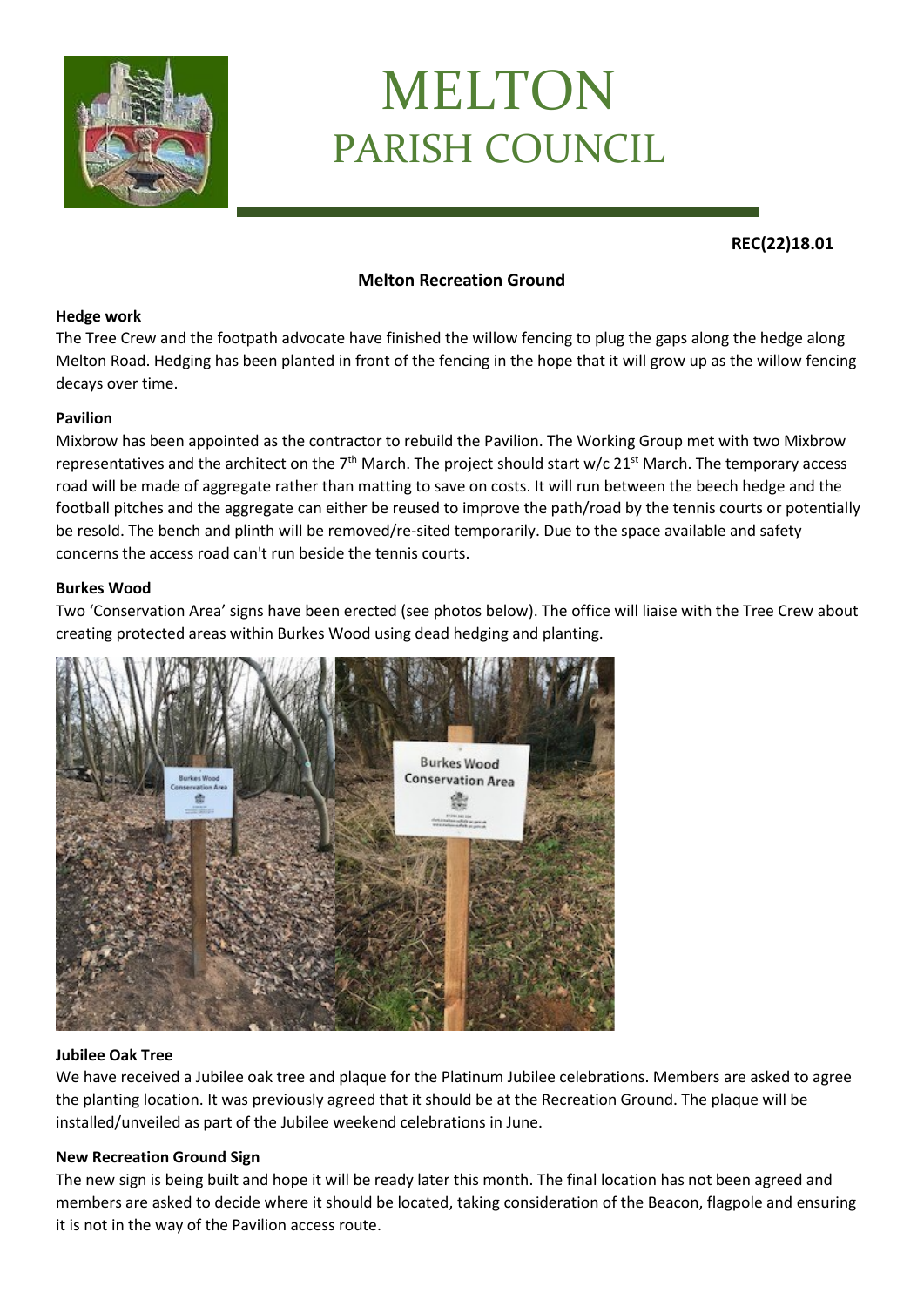# MELTON
## PARISH COUNCIL

**REC(22)18.01**

### Melton Recreation Ground

**Hedge work**

The Tree Crew and the footpath advocate have finished the willow fencing to plug the gaps along the hedge along Melton Road. Hedging has been planted in front of the fencing in the hope that it will grow up as the willow fencing decays over time.

**Pavilion**

Mixbrow has been appointed as the contractor to rebuild the Pavilion. The Working Group met with two Mixbrow representatives and the architect on the 7th March. The project should start w/c 21st March. The temporary access road will be made of aggregate rather than matting to save on costs. It will run between the beech hedge and the football pitches and the aggregate can either be reused to improve the path/road by the tennis courts or potentially be resold. The bench and plinth will be removed/re-sited temporarily. Due to the space available and safety concerns the access road can't run beside the tennis courts.

**Burkes Wood**

Two 'Conservation Area' signs have been erected (see photos below). The office will liaise with the Tree Crew about creating protected areas within Burkes Wood using dead hedging and planting.

**Jubilee Oak Tree**

We have received a Jubilee oak tree and plaque for the Platinum Jubilee celebrations. Members are asked to agree the planting location. It was previously agreed that it should be at the Recreation Ground. The plaque will be installed/unveiled as part of the Jubilee weekend celebrations in June.

**New Recreation Ground Sign**

The new sign is being built and hope it will be ready later this month. The final location has not been agreed and members are asked to decide where it should be located, taking consideration of the Beacon, flagpole and ensuring it is not in the way of the Pavilion access route.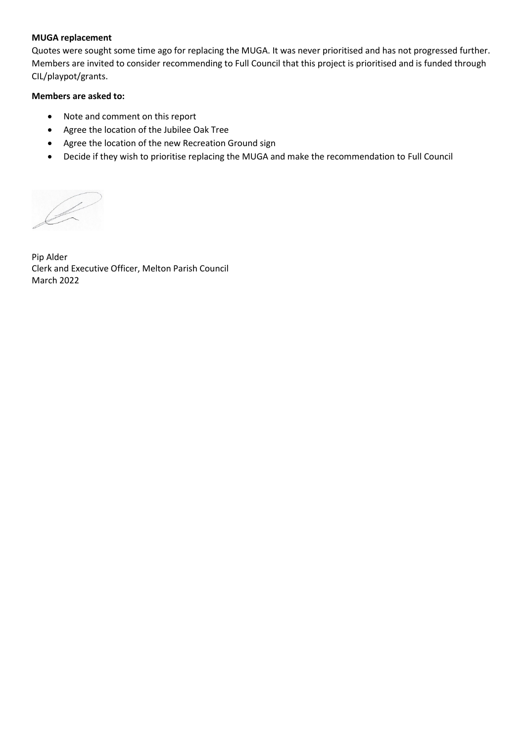**MUGA replacement**

Quotes were sought some time ago for replacing the MUGA. It was never prioritised and has not progressed further. Members are invited to consider recommending to Full Council that this project is prioritised and is funded through CIL/playpot/grants.

**Members are asked to:**

- Note and comment on this report
- Agree the location of the Jubilee Oak Tree
- Agree the location of the new Recreation Ground sign
- Decide if they wish to prioritise replacing the MUGA and make the recommendation to Full Council

Pip Alder
Clerk and Executive Officer, Melton Parish Council
March 2022